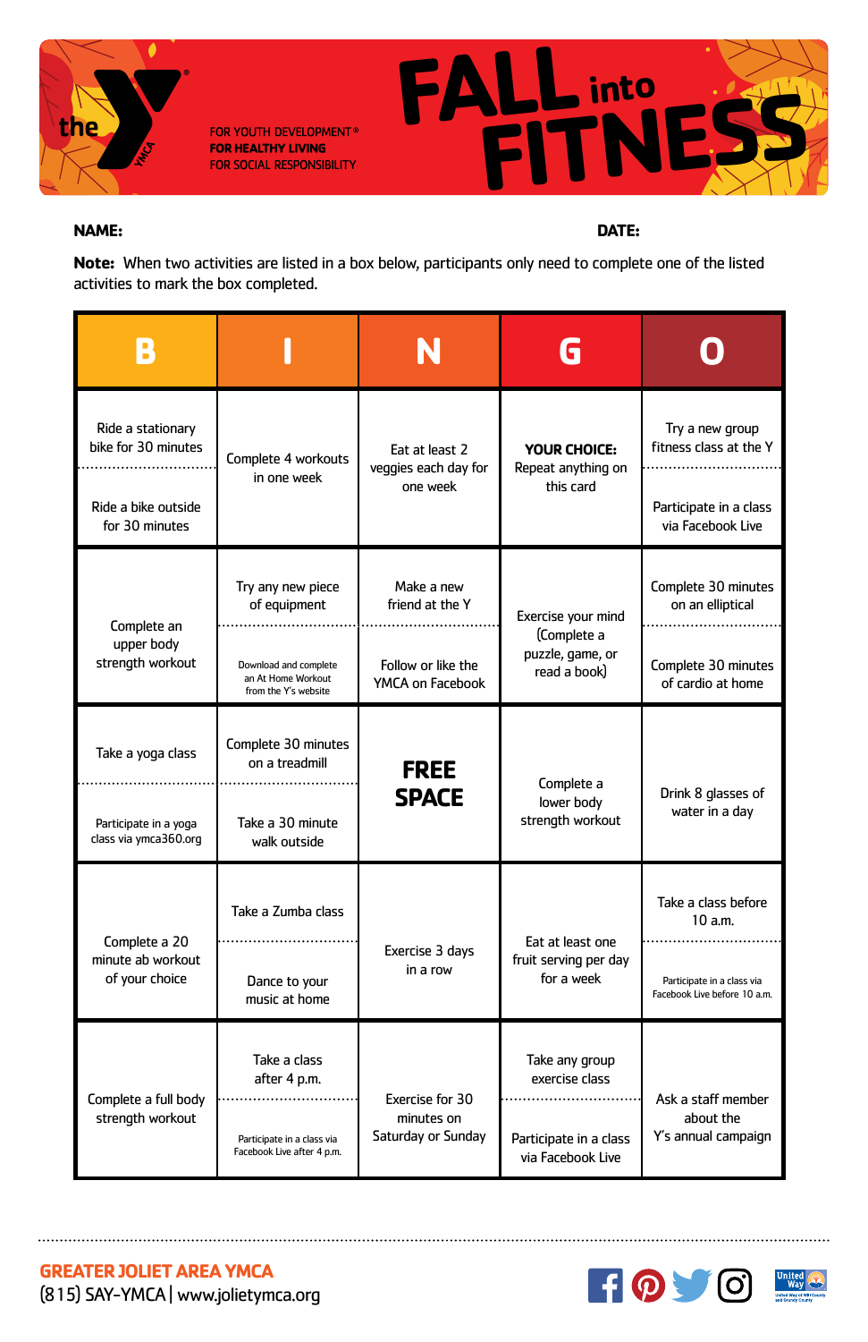# FALL into FITNESS

the YMCA

FOR YOUTH DEVELOPMENT®
**FOR HEALTHY LIVING**
FOR SOCIAL RESPONSIBILITY

**NAME:** **DATE:**

**Note:** When two activities are listed in a box below, participants only need to complete one of the listed activities to mark the box completed.

| B | I | N | G | O |
|---|---|---|---|---|
| Ride a stationary bike for 30 minutes / Ride a bike outside for 30 minutes | Complete 4 workouts in one week | Eat at least 2 veggies each day for one week | **YOUR CHOICE:** Repeat anything on this card | Try a new group fitness class at the Y / Participate in a class via Facebook Live |
| Complete an upper body strength workout | Try any new piece of equipment / Download and complete an At Home Workout from the Y's website | Make a new friend at the Y / Follow or like the YMCA on Facebook | Exercise your mind (Complete a puzzle, game, or read a book) | Complete 30 minutes on an elliptical / Complete 30 minutes of cardio at home |
| Take a yoga class / Participate in a yoga class via ymca360.org | Complete 30 minutes on a treadmill / Take a 30 minute walk outside | **FREE SPACE** | Complete a lower body strength workout | Drink 8 glasses of water in a day |
| Complete a 20 minute ab workout of your choice | Take a Zumba class / Dance to your music at home | Exercise 3 days in a row | Eat at least one fruit serving per day for a week | Take a class before 10 a.m. / Participate in a class via Facebook Live before 10 a.m. |
| Complete a full body strength workout | Take a class after 4 p.m. / Participate in a class via Facebook Live after 4 p.m. | Exercise for 30 minutes on Saturday or Sunday | Take any group exercise class / Participate in a class via Facebook Live | Ask a staff member about the Y's annual campaign |

**GREATER JOLIET AREA YMCA**
(815) SAY-YMCA | www.jolietymca.org

United Way of Will County and Grundy County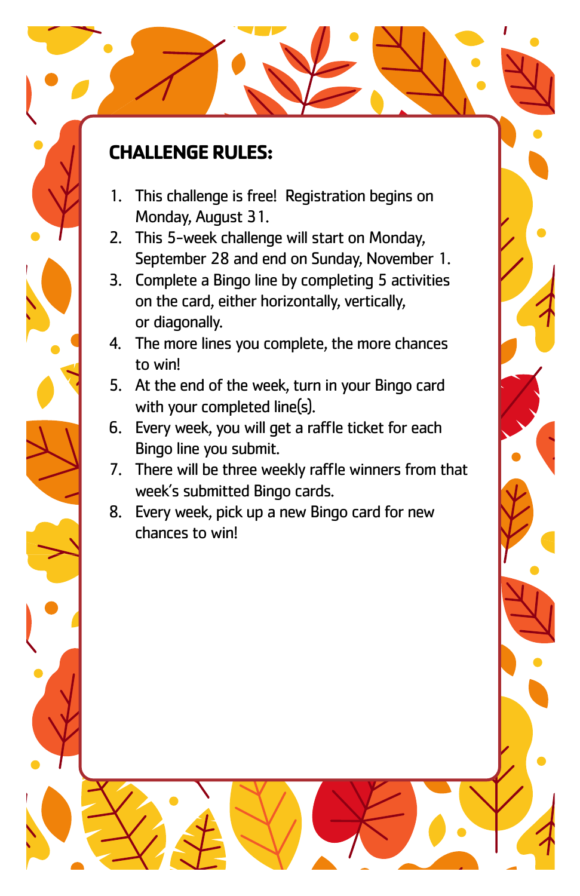## CHALLENGE RULES:

1. This challenge is free!  Registration begins on Monday, August 31.
2. This 5-week challenge will start on Monday, September 28 and end on Sunday, November 1.
3. Complete a Bingo line by completing 5 activities on the card, either horizontally, vertically, or diagonally.
4. The more lines you complete, the more chances to win!
5. At the end of the week, turn in your Bingo card with your completed line(s).
6. Every week, you will get a raffle ticket for each Bingo line you submit.
7. There will be three weekly raffle winners from that week's submitted Bingo cards.
8. Every week, pick up a new Bingo card for new chances to win!